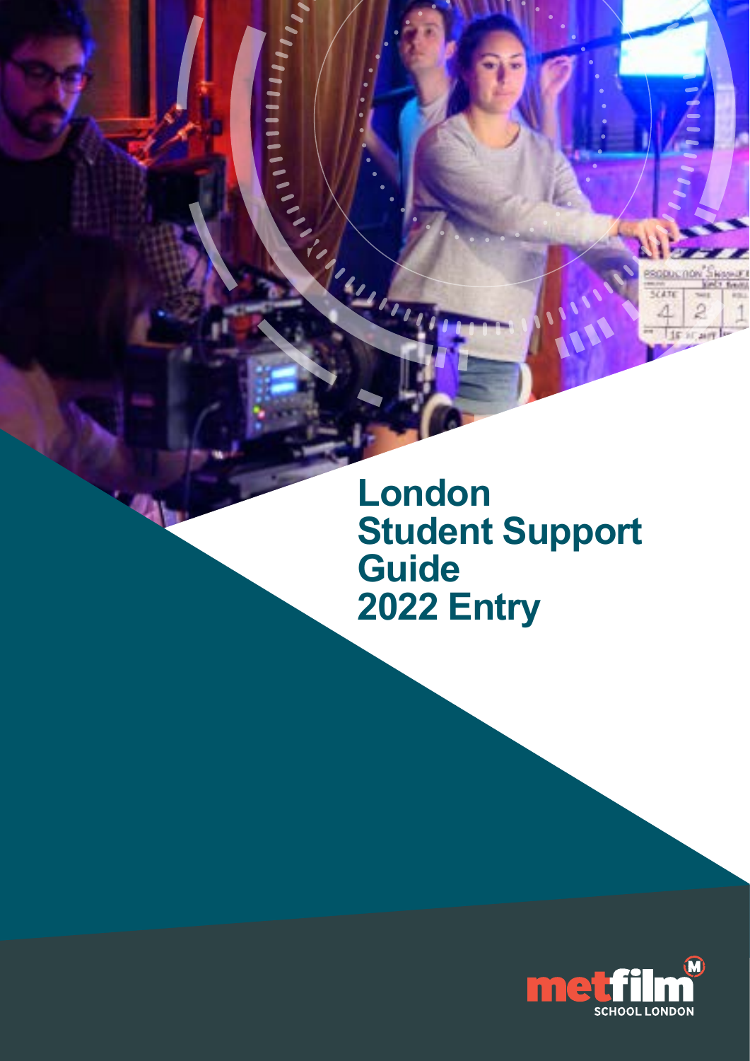# London Student Support Guide 2022 Entry

metfilm SCHOOL LONDON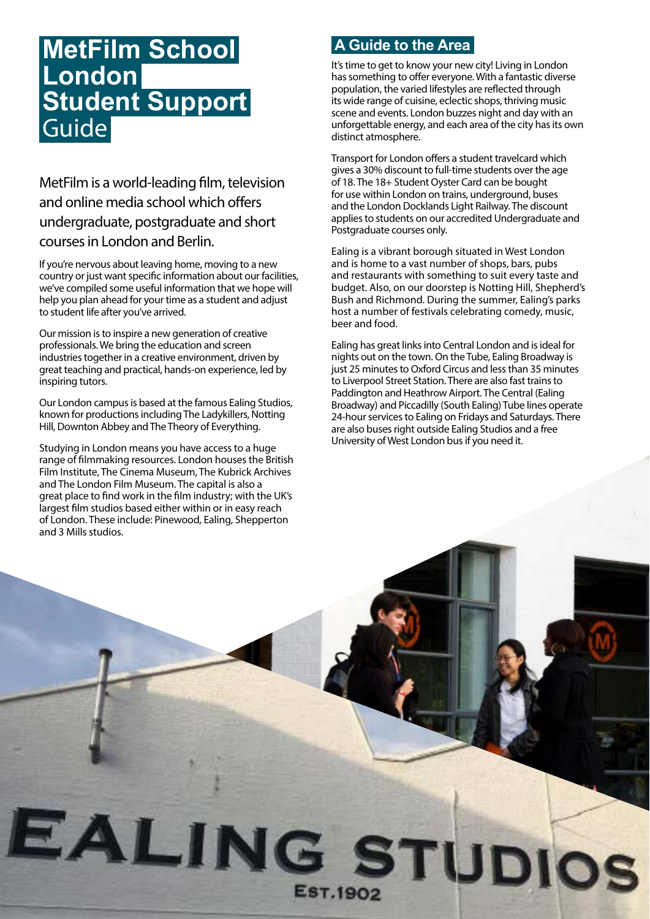# MetFilm School London Student Support Guide

## MetFilm is a world-leading film, television and online media school which offers undergraduate, postgraduate and short courses in London and Berlin.

If you're nervous about leaving home, moving to a new country or just want specific information about our facilities, we've compiled some useful information that we hope will help you plan ahead for your time as a student and adjust to student life after you've arrived.

Our mission is to inspire a new generation of creative professionals. We bring the education and screen industries together in a creative environment, driven by great teaching and practical, hands-on experience, led by inspiring tutors.

Our London campus is based at the famous Ealing Studios, known for productions including The Ladykillers, Notting Hill, Downton Abbey and The Theory of Everything.

Studying in London means you have access to a huge range of filmmaking resources. London houses the British Film Institute, The Cinema Museum, The Kubrick Archives and The London Film Museum. The capital is also a great place to find work in the film industry; with the UK's largest film studios based either within or in easy reach of London. These include: Pinewood, Ealing, Shepperton and 3 Mills studios.

## A Guide to the Area

It's time to get to know your new city! Living in London has something to offer everyone. With a fantastic diverse population, the varied lifestyles are reflected through its wide range of cuisine, eclectic shops, thriving music scene and events. London buzzes night and day with an unforgettable energy, and each area of the city has its own distinct atmosphere.

Transport for London offers a student travelcard which gives a 30% discount to full-time students over the age of 18. The 18+ Student Oyster Card can be bought for use within London on trains, underground, buses and the London Docklands Light Railway. The discount applies to students on our accredited Undergraduate and Postgraduate courses only.

Ealing is a vibrant borough situated in West London and is home to a vast number of shops, bars, pubs and restaurants with something to suit every taste and budget. Also, on our doorstep is Notting Hill, Shepherd's Bush and Richmond. During the summer, Ealing's parks host a number of festivals celebrating comedy, music, beer and food.

Ealing has great links into Central London and is ideal for nights out on the town. On the Tube, Ealing Broadway is just 25 minutes to Oxford Circus and less than 35 minutes to Liverpool Street Station. There are also fast trains to Paddington and Heathrow Airport. The Central (Ealing Broadway) and Piccadilly (South Ealing) Tube lines operate 24-hour services to Ealing on Fridays and Saturdays. There are also buses right outside Ealing Studios and a free University of West London bus if you need it.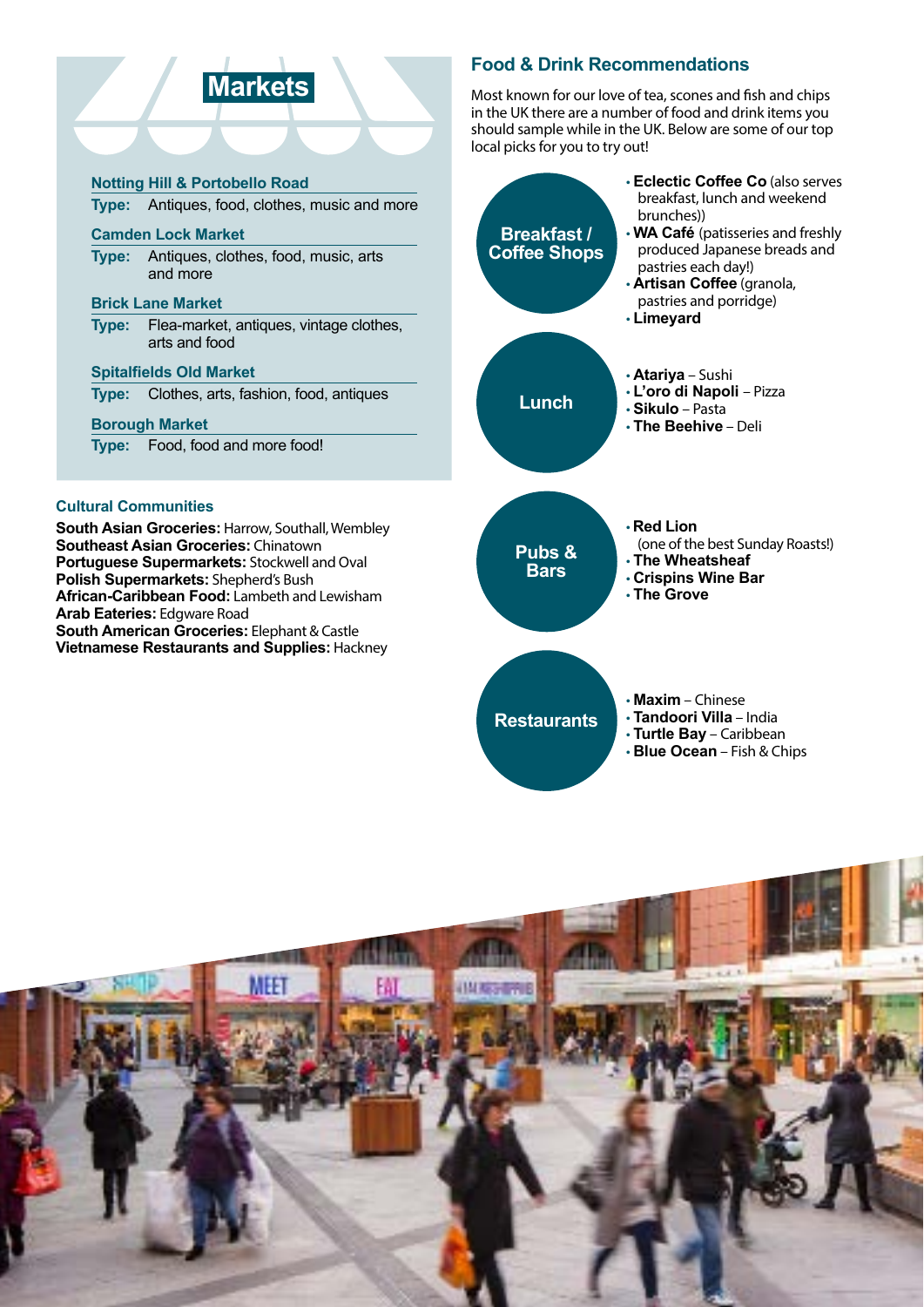## Markets

**Notting Hill & Portobello Road**
**Type:** Antiques, food, clothes, music and more

**Camden Lock Market**
**Type:** Antiques, clothes, food, music, arts and more

**Brick Lane Market**
**Type:** Flea-market, antiques, vintage clothes, arts and food

**Spitalfields Old Market**
**Type:** Clothes, arts, fashion, food, antiques

**Borough Market**
**Type:** Food, food and more food!

### Cultural Communities

**South Asian Groceries:** Harrow, Southall, Wembley
**Southeast Asian Groceries:** Chinatown
**Portuguese Supermarkets:** Stockwell and Oval
**Polish Supermarkets:** Shepherd's Bush
**African-Caribbean Food:** Lambeth and Lewisham
**Arab Eateries:** Edgware Road
**South American Groceries:** Elephant & Castle
**Vietnamese Restaurants and Supplies:** Hackney

## Food & Drink Recommendations

Most known for our love of tea, scones and fish and chips in the UK there are a number of food and drink items you should sample while in the UK. Below are some of our top local picks for you to try out!

### Breakfast / Coffee Shops

- **Eclectic Coffee Co** (also serves breakfast, lunch and weekend brunches))
- **WA Café** (patisseries and freshly produced Japanese breads and pastries each day!)
- **Artisan Coffee** (granola, pastries and porridge)
- **Limeyard**

### Lunch

- **Atariya** – Sushi
- **L'oro di Napoli** – Pizza
- **Sikulo** – Pasta
- **The Beehive** – Deli

### Pubs & Bars

- **Red Lion** (one of the best Sunday Roasts!)
- **The Wheatsheaf**
- **Crispins Wine Bar**
- **The Grove**

### Restaurants

- **Maxim** – Chinese
- **Tandoori Villa** – India
- **Turtle Bay** – Caribbean
- **Blue Ocean** – Fish & Chips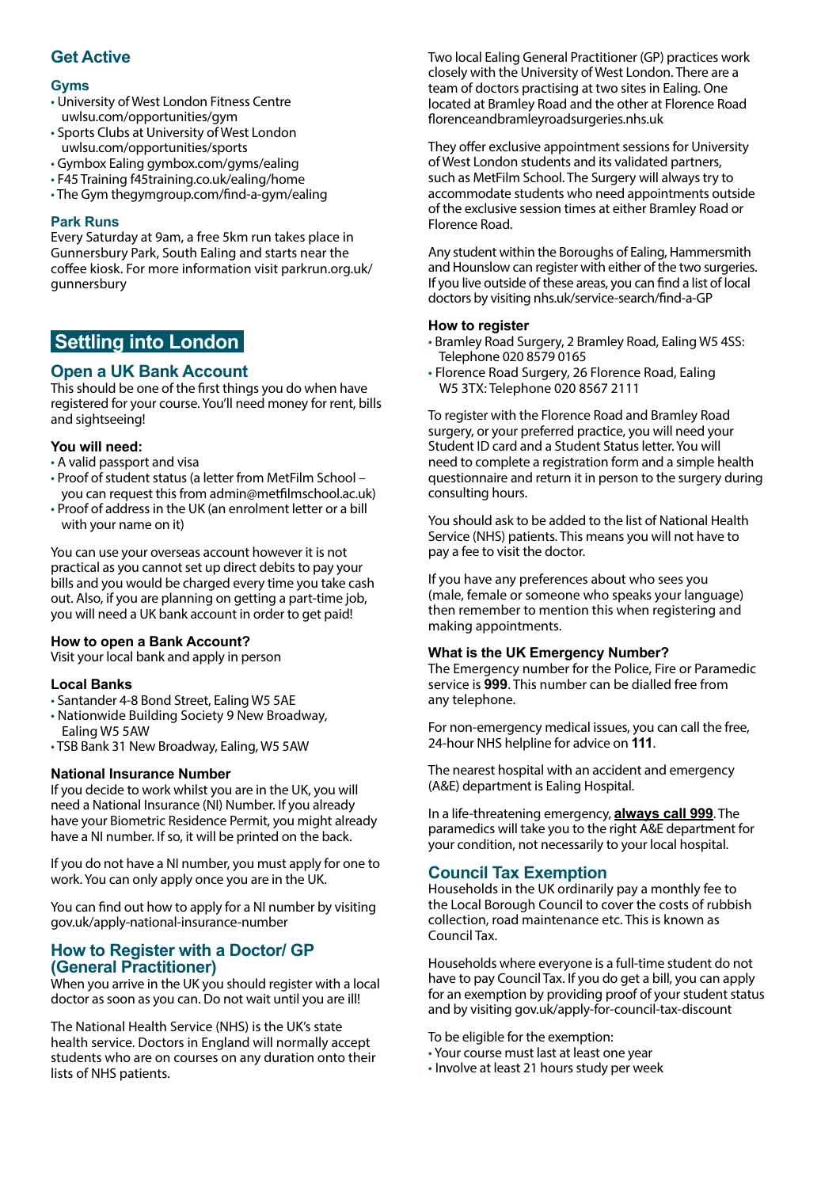## Get Active

### Gyms

- University of West London Fitness Centre uwlsu.com/opportunities/gym
- Sports Clubs at University of West London uwlsu.com/opportunities/sports
- Gymbox Ealing gymbox.com/gyms/ealing
- F45 Training f45training.co.uk/ealing/home
- The Gym thegymgroup.com/find-a-gym/ealing

### Park Runs

Every Saturday at 9am, a free 5km run takes place in Gunnersbury Park, South Ealing and starts near the coffee kiosk. For more information visit parkrun.org.uk/gunnersbury

# Settling into London

## Open a UK Bank Account

This should be one of the first things you do when have registered for your course. You'll need money for rent, bills and sightseeing!

### You will need:

- A valid passport and visa
- Proof of student status (a letter from MetFilm School – you can request this from admin@metfilmschool.ac.uk)
- Proof of address in the UK (an enrolment letter or a bill with your name on it)

You can use your overseas account however it is not practical as you cannot set up direct debits to pay your bills and you would be charged every time you take cash out. Also, if you are planning on getting a part-time job, you will need a UK bank account in order to get paid!

### How to open a Bank Account?

Visit your local bank and apply in person

### Local Banks

- Santander 4-8 Bond Street, Ealing W5 5AE
- Nationwide Building Society 9 New Broadway, Ealing W5 5AW
- TSB Bank 31 New Broadway, Ealing, W5 5AW

### National Insurance Number

If you decide to work whilst you are in the UK, you will need a National Insurance (NI) Number. If you already have your Biometric Residence Permit, you might already have a NI number. If so, it will be printed on the back.

If you do not have a NI number, you must apply for one to work. You can only apply once you are in the UK.

You can find out how to apply for a NI number by visiting gov.uk/apply-national-insurance-number

## How to Register with a Doctor/ GP (General Practitioner)

When you arrive in the UK you should register with a local doctor as soon as you can. Do not wait until you are ill!

The National Health Service (NHS) is the UK's state health service. Doctors in England will normally accept students who are on courses on any duration onto their lists of NHS patients.

Two local Ealing General Practitioner (GP) practices work closely with the University of West London. There are a team of doctors practising at two sites in Ealing. One located at Bramley Road and the other at Florence Road florenceandbramleyroadsurgeries.nhs.uk

They offer exclusive appointment sessions for University of West London students and its validated partners, such as MetFilm School. The Surgery will always try to accommodate students who need appointments outside of the exclusive session times at either Bramley Road or Florence Road.

Any student within the Boroughs of Ealing, Hammersmith and Hounslow can register with either of the two surgeries. If you live outside of these areas, you can find a list of local doctors by visiting nhs.uk/service-search/find-a-GP

### How to register

- Bramley Road Surgery, 2 Bramley Road, Ealing W5 4SS: Telephone 020 8579 0165
- Florence Road Surgery, 26 Florence Road, Ealing W5 3TX: Telephone 020 8567 2111

To register with the Florence Road and Bramley Road surgery, or your preferred practice, you will need your Student ID card and a Student Status letter. You will need to complete a registration form and a simple health questionnaire and return it in person to the surgery during consulting hours.

You should ask to be added to the list of National Health Service (NHS) patients. This means you will not have to pay a fee to visit the doctor.

If you have any preferences about who sees you (male, female or someone who speaks your language) then remember to mention this when registering and making appointments.

### What is the UK Emergency Number?

The Emergency number for the Police, Fire or Paramedic service is **999**. This number can be dialled free from any telephone.

For non-emergency medical issues, you can call the free, 24-hour NHS helpline for advice on **111**.

The nearest hospital with an accident and emergency (A&E) department is Ealing Hospital.

In a life-threatening emergency, **always call 999**. The paramedics will take you to the right A&E department for your condition, not necessarily to your local hospital.

## Council Tax Exemption

Households in the UK ordinarily pay a monthly fee to the Local Borough Council to cover the costs of rubbish collection, road maintenance etc. This is known as Council Tax.

Households where everyone is a full-time student do not have to pay Council Tax. If you do get a bill, you can apply for an exemption by providing proof of your student status and by visiting gov.uk/apply-for-council-tax-discount

To be eligible for the exemption:

- Your course must last at least one year
- Involve at least 21 hours study per week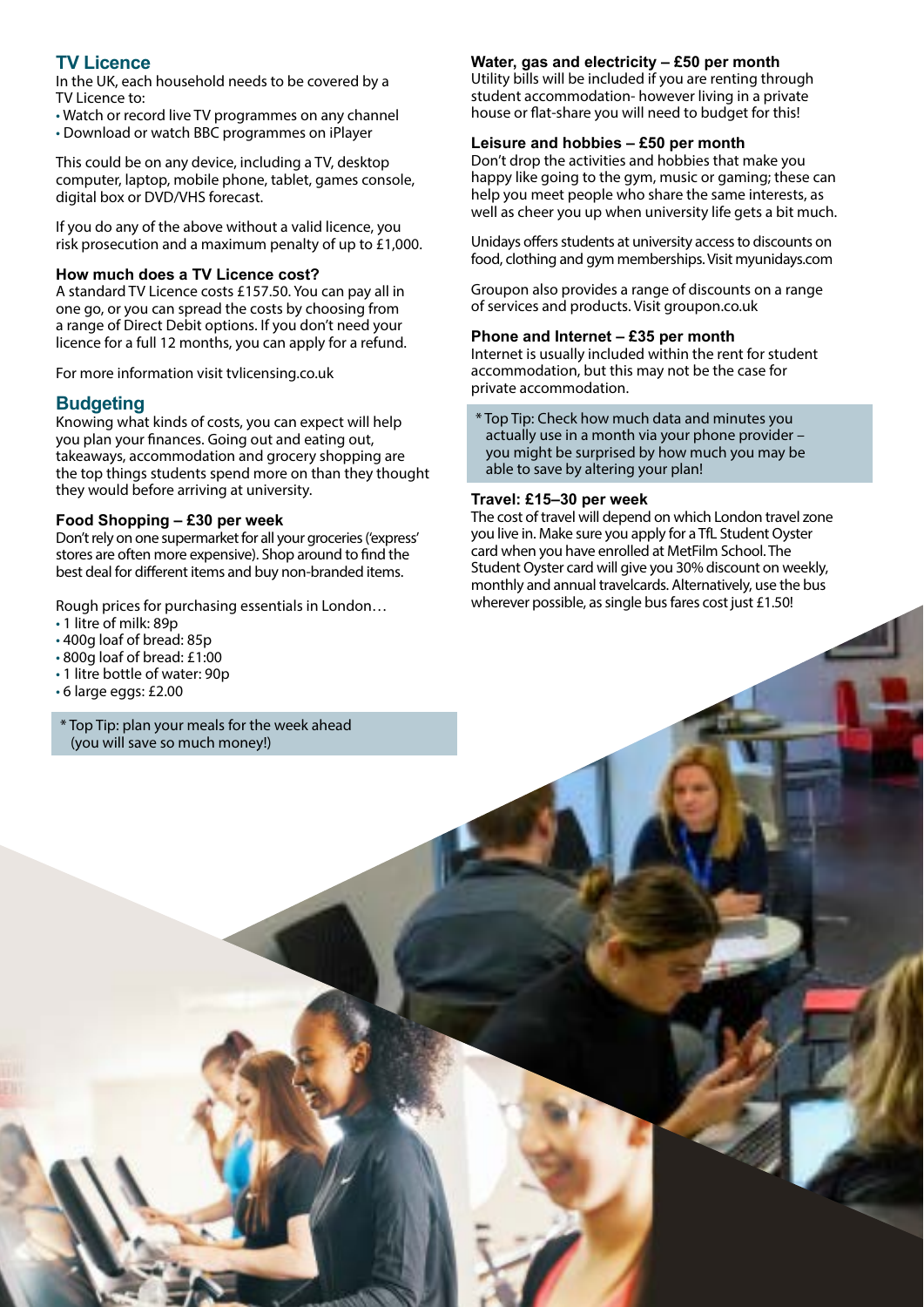## TV Licence

In the UK, each household needs to be covered by a TV Licence to:

- Watch or record live TV programmes on any channel
- Download or watch BBC programmes on iPlayer

This could be on any device, including a TV, desktop computer, laptop, mobile phone, tablet, games console, digital box or DVD/VHS forecast.

If you do any of the above without a valid licence, you risk prosecution and a maximum penalty of up to £1,000.

### How much does a TV Licence cost?

A standard TV Licence costs £157.50. You can pay all in one go, or you can spread the costs by choosing from a range of Direct Debit options. If you don't need your licence for a full 12 months, you can apply for a refund.

For more information visit tvlicensing.co.uk

## Budgeting

Knowing what kinds of costs, you can expect will help you plan your finances. Going out and eating out, takeaways, accommodation and grocery shopping are the top things students spend more on than they thought they would before arriving at university.

### Food Shopping – £30 per week

Don't rely on one supermarket for all your groceries ('express' stores are often more expensive). Shop around to find the best deal for different items and buy non-branded items.

Rough prices for purchasing essentials in London…

- 1 litre of milk: 89p
- 400g loaf of bread: 85p
- 800g loaf of bread: £1:00
- 1 litre bottle of water: 90p
- 6 large eggs: £2.00

* Top Tip: plan your meals for the week ahead (you will save so much money!)

### Water, gas and electricity – £50 per month

Utility bills will be included if you are renting through student accommodation- however living in a private house or flat-share you will need to budget for this!

### Leisure and hobbies – £50 per month

Don't drop the activities and hobbies that make you happy like going to the gym, music or gaming; these can help you meet people who share the same interests, as well as cheer you up when university life gets a bit much.

Unidays offers students at university access to discounts on food, clothing and gym memberships. Visit myunidays.com

Groupon also provides a range of discounts on a range of services and products. Visit groupon.co.uk

### Phone and Internet – £35 per month

Internet is usually included within the rent for student accommodation, but this may not be the case for private accommodation.

* Top Tip: Check how much data and minutes you actually use in a month via your phone provider – you might be surprised by how much you may be able to save by altering your plan!

### Travel: £15–30 per week

The cost of travel will depend on which London travel zone you live in. Make sure you apply for a TfL Student Oyster card when you have enrolled at MetFilm School. The Student Oyster card will give you 30% discount on weekly, monthly and annual travelcards. Alternatively, use the bus wherever possible, as single bus fares cost just £1.50!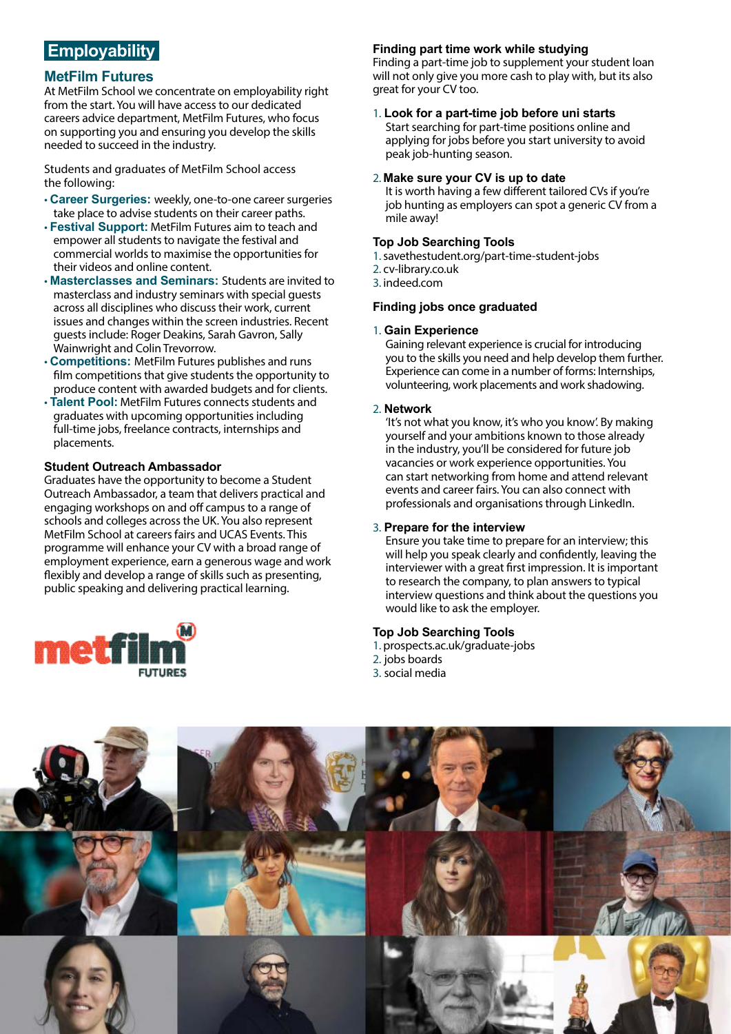# Employability

## MetFilm Futures

At MetFilm School we concentrate on employability right from the start. You will have access to our dedicated careers advice department, MetFilm Futures, who focus on supporting you and ensuring you develop the skills needed to succeed in the industry.

Students and graduates of MetFilm School access the following:

- **Career Surgeries:** weekly, one-to-one career surgeries take place to advise students on their career paths.
- **Festival Support:** MetFilm Futures aim to teach and empower all students to navigate the festival and commercial worlds to maximise the opportunities for their videos and online content.
- **Masterclasses and Seminars:** Students are invited to masterclass and industry seminars with special guests across all disciplines who discuss their work, current issues and changes within the screen industries. Recent guests include: Roger Deakins, Sarah Gavron, Sally Wainwright and Colin Trevorrow.
- **Competitions:** MetFilm Futures publishes and runs film competitions that give students the opportunity to produce content with awarded budgets and for clients.
- **Talent Pool:** MetFilm Futures connects students and graduates with upcoming opportunities including full-time jobs, freelance contracts, internships and placements.

### Student Outreach Ambassador

Graduates have the opportunity to become a Student Outreach Ambassador, a team that delivers practical and engaging workshops on and off campus to a range of schools and colleges across the UK. You also represent MetFilm School at careers fairs and UCAS Events. This programme will enhance your CV with a broad range of employment experience, earn a generous wage and work flexibly and develop a range of skills such as presenting, public speaking and delivering practical learning.

### Finding part time work while studying

Finding a part-time job to supplement your student loan will not only give you more cash to play with, but its also great for your CV too.

1. **Look for a part-time job before uni starts**
   Start searching for part-time positions online and applying for jobs before you start university to avoid peak job-hunting season.
2. **Make sure your CV is up to date**
   It is worth having a few different tailored CVs if you're job hunting as employers can spot a generic CV from a mile away!

### Top Job Searching Tools

1. savethestudent.org/part-time-student-jobs
2. cv-library.co.uk
3. indeed.com

### Finding jobs once graduated

1. **Gain Experience**
   Gaining relevant experience is crucial for introducing you to the skills you need and help develop them further. Experience can come in a number of forms: Internships, volunteering, work placements and work shadowing.
2. **Network**
   'It's not what you know, it's who you know'. By making yourself and your ambitions known to those already in the industry, you'll be considered for future job vacancies or work experience opportunities. You can start networking from home and attend relevant events and career fairs. You can also connect with professionals and organisations through LinkedIn.
3. **Prepare for the interview**
   Ensure you take time to prepare for an interview; this will help you speak clearly and confidently, leaving the interviewer with a great first impression. It is important to research the company, to plan answers to typical interview questions and think about the questions you would like to ask the employer.

### Top Job Searching Tools

1. prospects.ac.uk/graduate-jobs
2. jobs boards
3. social media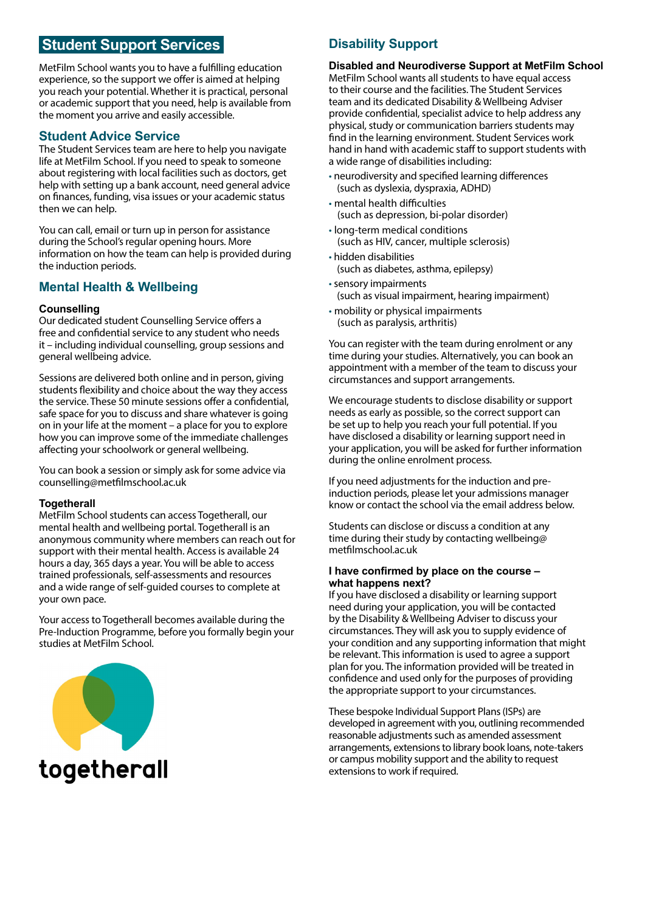# Student Support Services

MetFilm School wants you to have a fulfilling education experience, so the support we offer is aimed at helping you reach your potential. Whether it is practical, personal or academic support that you need, help is available from the moment you arrive and easily accessible.

## Student Advice Service

The Student Services team are here to help you navigate life at MetFilm School. If you need to speak to someone about registering with local facilities such as doctors, get help with setting up a bank account, need general advice on finances, funding, visa issues or your academic status then we can help.

You can call, email or turn up in person for assistance during the School's regular opening hours. More information on how the team can help is provided during the induction periods.

## Mental Health & Wellbeing

### Counselling

Our dedicated student Counselling Service offers a free and confidential service to any student who needs it – including individual counselling, group sessions and general wellbeing advice.

Sessions are delivered both online and in person, giving students flexibility and choice about the way they access the service. These 50 minute sessions offer a confidential, safe space for you to discuss and share whatever is going on in your life at the moment – a place for you to explore how you can improve some of the immediate challenges affecting your schoolwork or general wellbeing.

You can book a session or simply ask for some advice via counselling@metfilmschool.ac.uk

### Togetherall

MetFilm School students can access Togetherall, our mental health and wellbeing portal. Togetherall is an anonymous community where members can reach out for support with their mental health. Access is available 24 hours a day, 365 days a year. You will be able to access trained professionals, self-assessments and resources and a wide range of self-guided courses to complete at your own pace.

Your access to Togetherall becomes available during the Pre-Induction Programme, before you formally begin your studies at MetFilm School.

togetherall

## Disability Support

### Disabled and Neurodiverse Support at MetFilm School

MetFilm School wants all students to have equal access to their course and the facilities. The Student Services team and its dedicated Disability & Wellbeing Adviser provide confidential, specialist advice to help address any physical, study or communication barriers students may find in the learning environment. Student Services work hand in hand with academic staff to support students with a wide range of disabilities including:

- neurodiversity and specified learning differences (such as dyslexia, dyspraxia, ADHD)
- mental health difficulties (such as depression, bi-polar disorder)
- long-term medical conditions (such as HIV, cancer, multiple sclerosis)
- hidden disabilities (such as diabetes, asthma, epilepsy)
- sensory impairments (such as visual impairment, hearing impairment)
- mobility or physical impairments (such as paralysis, arthritis)

You can register with the team during enrolment or any time during your studies. Alternatively, you can book an appointment with a member of the team to discuss your circumstances and support arrangements.

We encourage students to disclose disability or support needs as early as possible, so the correct support can be set up to help you reach your full potential. If you have disclosed a disability or learning support need in your application, you will be asked for further information during the online enrolment process.

If you need adjustments for the induction and pre-induction periods, please let your admissions manager know or contact the school via the email address below.

Students can disclose or discuss a condition at any time during their study by contacting wellbeing@metfilmschool.ac.uk

### I have confirmed by place on the course – what happens next?

If you have disclosed a disability or learning support need during your application, you will be contacted by the Disability & Wellbeing Adviser to discuss your circumstances. They will ask you to supply evidence of your condition and any supporting information that might be relevant. This information is used to agree a support plan for you. The information provided will be treated in confidence and used only for the purposes of providing the appropriate support to your circumstances.

These bespoke Individual Support Plans (ISPs) are developed in agreement with you, outlining recommended reasonable adjustments such as amended assessment arrangements, extensions to library book loans, note-takers or campus mobility support and the ability to request extensions to work if required.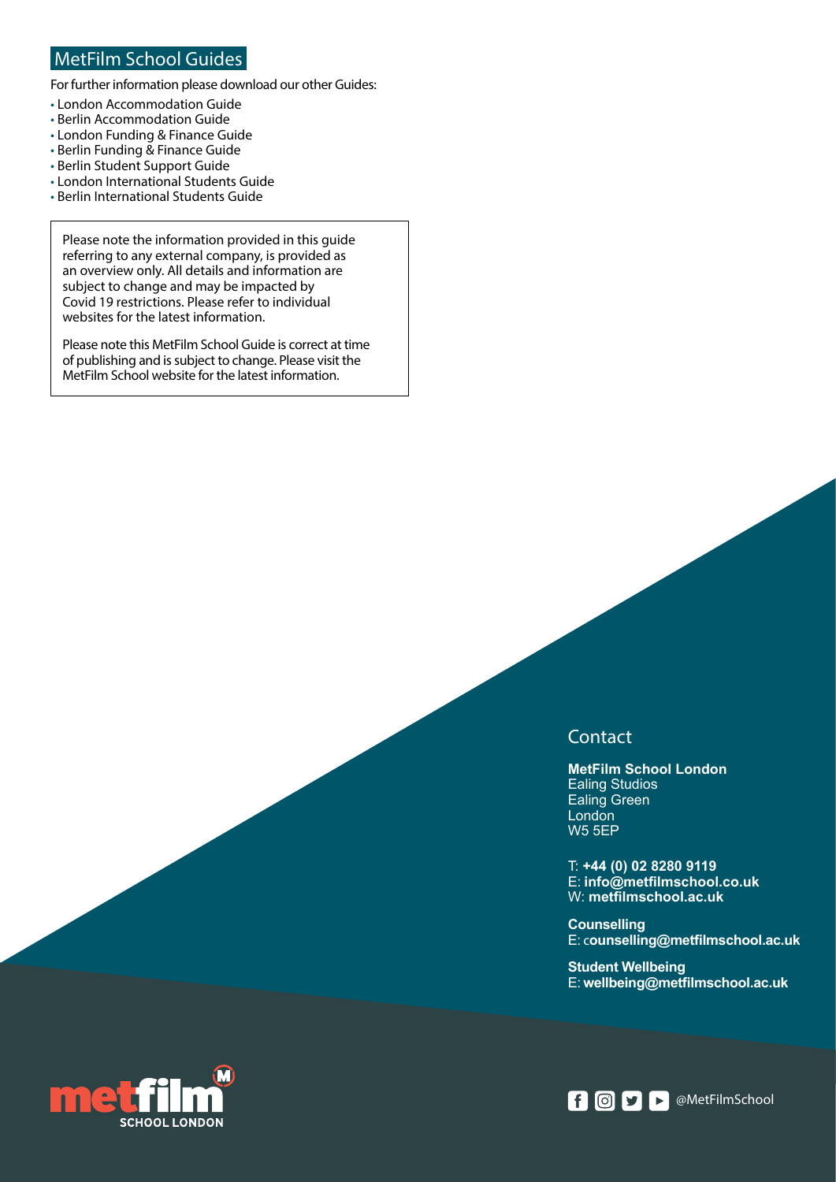## MetFilm School Guides

For further information please download our other Guides:

- London Accommodation Guide
- Berlin Accommodation Guide
- London Funding & Finance Guide
- Berlin Funding & Finance Guide
- Berlin Student Support Guide
- London International Students Guide
- Berlin International Students Guide

Please note the information provided in this guide referring to any external company, is provided as an overview only. All details and information are subject to change and may be impacted by Covid 19 restrictions. Please refer to individual websites for the latest information.

Please note this MetFilm School Guide is correct at time of publishing and is subject to change. Please visit the MetFilm School website for the latest information.

## Contact

**MetFilm School London**
Ealing Studios
Ealing Green
London
W5 5EP

T: **+44 (0) 02 8280 9119**
E: **info@metfilmschool.co.uk**
W: **metfilmschool.ac.uk**

**Counselling**
E: c**ounselling@metfilmschool.ac.uk**

**Student Wellbeing**
E: **wellbeing@metfilmschool.ac.uk**

metfilm SCHOOL LONDON

@MetFilmSchool